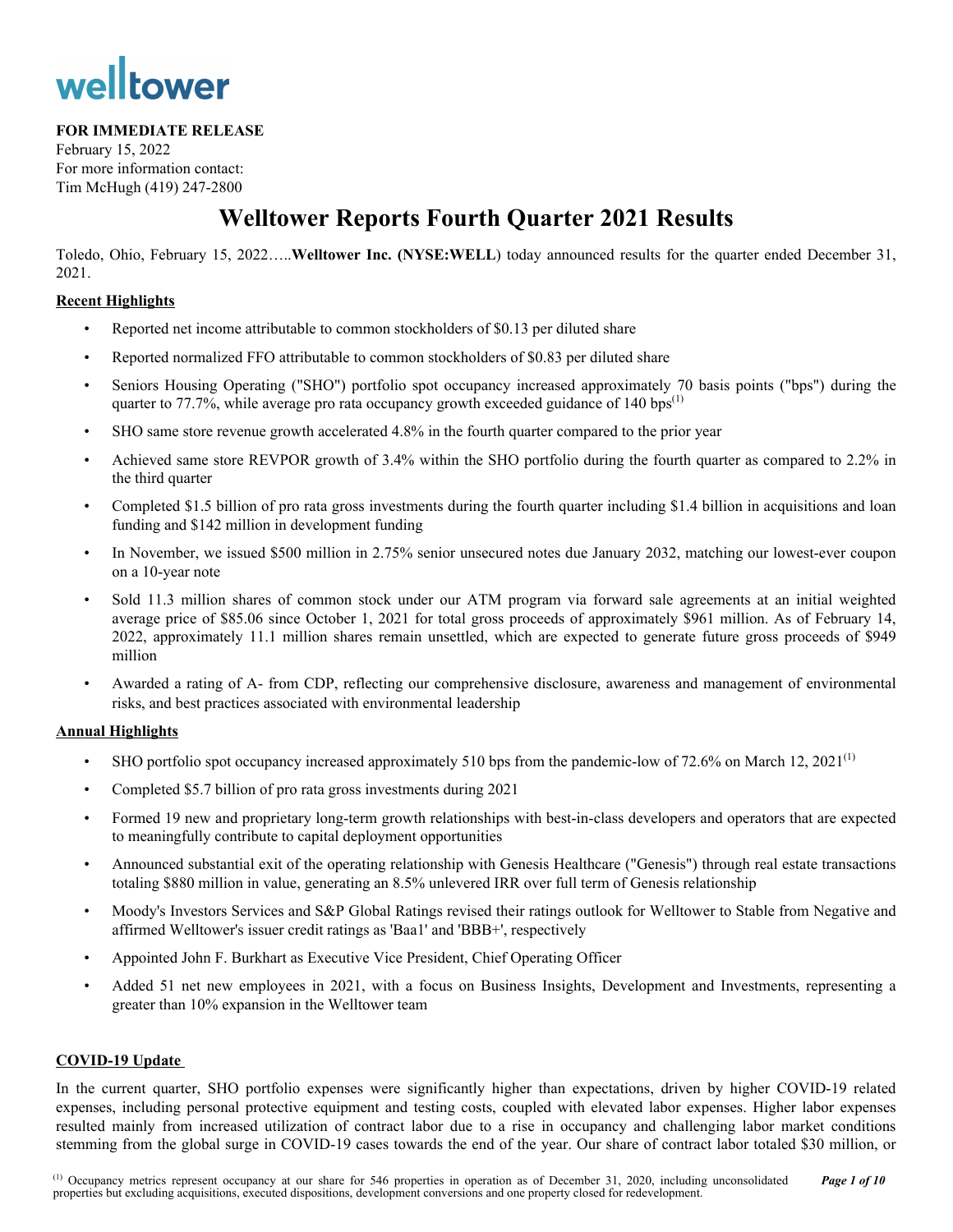welltower

**FOR IMMEDIATE RELEASE**
February 15, 2022
For more information contact:
Tim McHugh (419) 247-2800

# Welltower Reports Fourth Quarter 2021 Results

Toledo, Ohio, February 15, 2022…..**Welltower Inc. (NYSE:WELL**) today announced results for the quarter ended December 31, 2021.

## Recent Highlights

- Reported net income attributable to common stockholders of $0.13 per diluted share
- Reported normalized FFO attributable to common stockholders of $0.83 per diluted share
- Seniors Housing Operating ("SHO") portfolio spot occupancy increased approximately 70 basis points ("bps") during the quarter to 77.7%, while average pro rata occupancy growth exceeded guidance of 140 bps[(1)]
- SHO same store revenue growth accelerated 4.8% in the fourth quarter compared to the prior year
- Achieved same store REVPOR growth of 3.4% within the SHO portfolio during the fourth quarter as compared to 2.2% in the third quarter
- Completed $1.5 billion of pro rata gross investments during the fourth quarter including $1.4 billion in acquisitions and loan funding and $142 million in development funding
- In November, we issued $500 million in 2.75% senior unsecured notes due January 2032, matching our lowest-ever coupon on a 10-year note
- Sold 11.3 million shares of common stock under our ATM program via forward sale agreements at an initial weighted average price of $85.06 since October 1, 2021 for total gross proceeds of approximately $961 million. As of February 14, 2022, approximately 11.1 million shares remain unsettled, which are expected to generate future gross proceeds of $949 million
- Awarded a rating of A- from CDP, reflecting our comprehensive disclosure, awareness and management of environmental risks, and best practices associated with environmental leadership

## Annual Highlights

- SHO portfolio spot occupancy increased approximately 510 bps from the pandemic-low of 72.6% on March 12, 2021[(1)]
- Completed $5.7 billion of pro rata gross investments during 2021
- Formed 19 new and proprietary long-term growth relationships with best-in-class developers and operators that are expected to meaningfully contribute to capital deployment opportunities
- Announced substantial exit of the operating relationship with Genesis Healthcare ("Genesis") through real estate transactions totaling $880 million in value, generating an 8.5% unlevered IRR over full term of Genesis relationship
- Moody's Investors Services and S&P Global Ratings revised their ratings outlook for Welltower to Stable from Negative and affirmed Welltower's issuer credit ratings as 'Baa1' and 'BBB+', respectively
- Appointed John F. Burkhart as Executive Vice President, Chief Operating Officer
- Added 51 net new employees in 2021, with a focus on Business Insights, Development and Investments, representing a greater than 10% expansion in the Welltower team

## COVID-19 Update

In the current quarter, SHO portfolio expenses were significantly higher than expectations, driven by higher COVID-19 related expenses, including personal protective equipment and testing costs, coupled with elevated labor expenses. Higher labor expenses resulted mainly from increased utilization of contract labor due to a rise in occupancy and challenging labor market conditions stemming from the global surge in COVID-19 cases towards the end of the year. Our share of contract labor totaled $30 million, or

(1) Occupancy metrics represent occupancy at our share for 546 properties in operation as of December 31, 2020, including unconsolidated properties but excluding acquisitions, executed dispositions, development conversions and one property closed for redevelopment.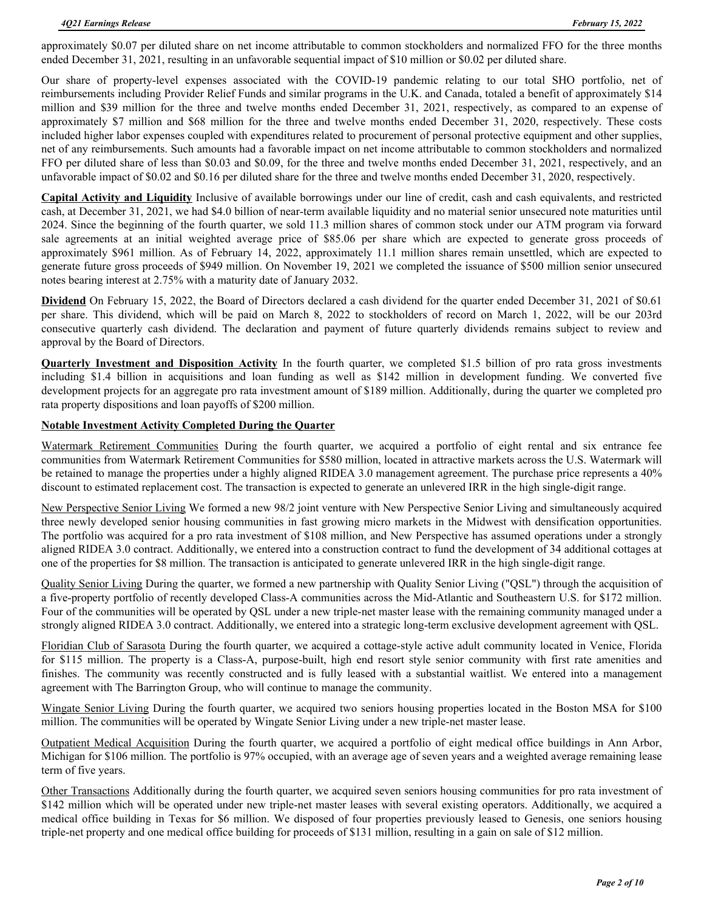approximately $0.07 per diluted share on net income attributable to common stockholders and normalized FFO for the three months ended December 31, 2021, resulting in an unfavorable sequential impact of $10 million or $0.02 per diluted share.

Our share of property-level expenses associated with the COVID-19 pandemic relating to our total SHO portfolio, net of reimbursements including Provider Relief Funds and similar programs in the U.K. and Canada, totaled a benefit of approximately $14 million and $39 million for the three and twelve months ended December 31, 2021, respectively, as compared to an expense of approximately $7 million and $68 million for the three and twelve months ended December 31, 2020, respectively. These costs included higher labor expenses coupled with expenditures related to procurement of personal protective equipment and other supplies, net of any reimbursements. Such amounts had a favorable impact on net income attributable to common stockholders and normalized FFO per diluted share of less than $0.03 and $0.09, for the three and twelve months ended December 31, 2021, respectively, and an unfavorable impact of $0.02 and $0.16 per diluted share for the three and twelve months ended December 31, 2020, respectively.

**Capital Activity and Liquidity** Inclusive of available borrowings under our line of credit, cash and cash equivalents, and restricted cash, at December 31, 2021, we had $4.0 billion of near-term available liquidity and no material senior unsecured note maturities until 2024. Since the beginning of the fourth quarter, we sold 11.3 million shares of common stock under our ATM program via forward sale agreements at an initial weighted average price of $85.06 per share which are expected to generate gross proceeds of approximately $961 million. As of February 14, 2022, approximately 11.1 million shares remain unsettled, which are expected to generate future gross proceeds of $949 million. On November 19, 2021 we completed the issuance of $500 million senior unsecured notes bearing interest at 2.75% with a maturity date of January 2032.

**Dividend** On February 15, 2022, the Board of Directors declared a cash dividend for the quarter ended December 31, 2021 of $0.61 per share. This dividend, which will be paid on March 8, 2022 to stockholders of record on March 1, 2022, will be our 203rd consecutive quarterly cash dividend. The declaration and payment of future quarterly dividends remains subject to review and approval by the Board of Directors.

**Quarterly Investment and Disposition Activity** In the fourth quarter, we completed $1.5 billion of pro rata gross investments including $1.4 billion in acquisitions and loan funding as well as $142 million in development funding. We converted five development projects for an aggregate pro rata investment amount of $189 million. Additionally, during the quarter we completed pro rata property dispositions and loan payoffs of $200 million.

**Notable Investment Activity Completed During the Quarter**

Watermark Retirement Communities During the fourth quarter, we acquired a portfolio of eight rental and six entrance fee communities from Watermark Retirement Communities for $580 million, located in attractive markets across the U.S. Watermark will be retained to manage the properties under a highly aligned RIDEA 3.0 management agreement. The purchase price represents a 40% discount to estimated replacement cost. The transaction is expected to generate an unlevered IRR in the high single-digit range.

New Perspective Senior Living We formed a new 98/2 joint venture with New Perspective Senior Living and simultaneously acquired three newly developed senior housing communities in fast growing micro markets in the Midwest with densification opportunities. The portfolio was acquired for a pro rata investment of $108 million, and New Perspective has assumed operations under a strongly aligned RIDEA 3.0 contract. Additionally, we entered into a construction contract to fund the development of 34 additional cottages at one of the properties for $8 million. The transaction is anticipated to generate unlevered IRR in the high single-digit range.

Quality Senior Living During the quarter, we formed a new partnership with Quality Senior Living ("QSL") through the acquisition of a five-property portfolio of recently developed Class-A communities across the Mid-Atlantic and Southeastern U.S. for $172 million. Four of the communities will be operated by QSL under a new triple-net master lease with the remaining community managed under a strongly aligned RIDEA 3.0 contract. Additionally, we entered into a strategic long-term exclusive development agreement with QSL.

Floridian Club of Sarasota During the fourth quarter, we acquired a cottage-style active adult community located in Venice, Florida for $115 million. The property is a Class-A, purpose-built, high end resort style senior community with first rate amenities and finishes. The community was recently constructed and is fully leased with a substantial waitlist. We entered into a management agreement with The Barrington Group, who will continue to manage the community.

Wingate Senior Living During the fourth quarter, we acquired two seniors housing properties located in the Boston MSA for $100 million. The communities will be operated by Wingate Senior Living under a new triple-net master lease.

Outpatient Medical Acquisition During the fourth quarter, we acquired a portfolio of eight medical office buildings in Ann Arbor, Michigan for $106 million. The portfolio is 97% occupied, with an average age of seven years and a weighted average remaining lease term of five years.

Other Transactions Additionally during the fourth quarter, we acquired seven seniors housing communities for pro rata investment of $142 million which will be operated under new triple-net master leases with several existing operators. Additionally, we acquired a medical office building in Texas for $6 million. We disposed of four properties previously leased to Genesis, one seniors housing triple-net property and one medical office building for proceeds of $131 million, resulting in a gain on sale of $12 million.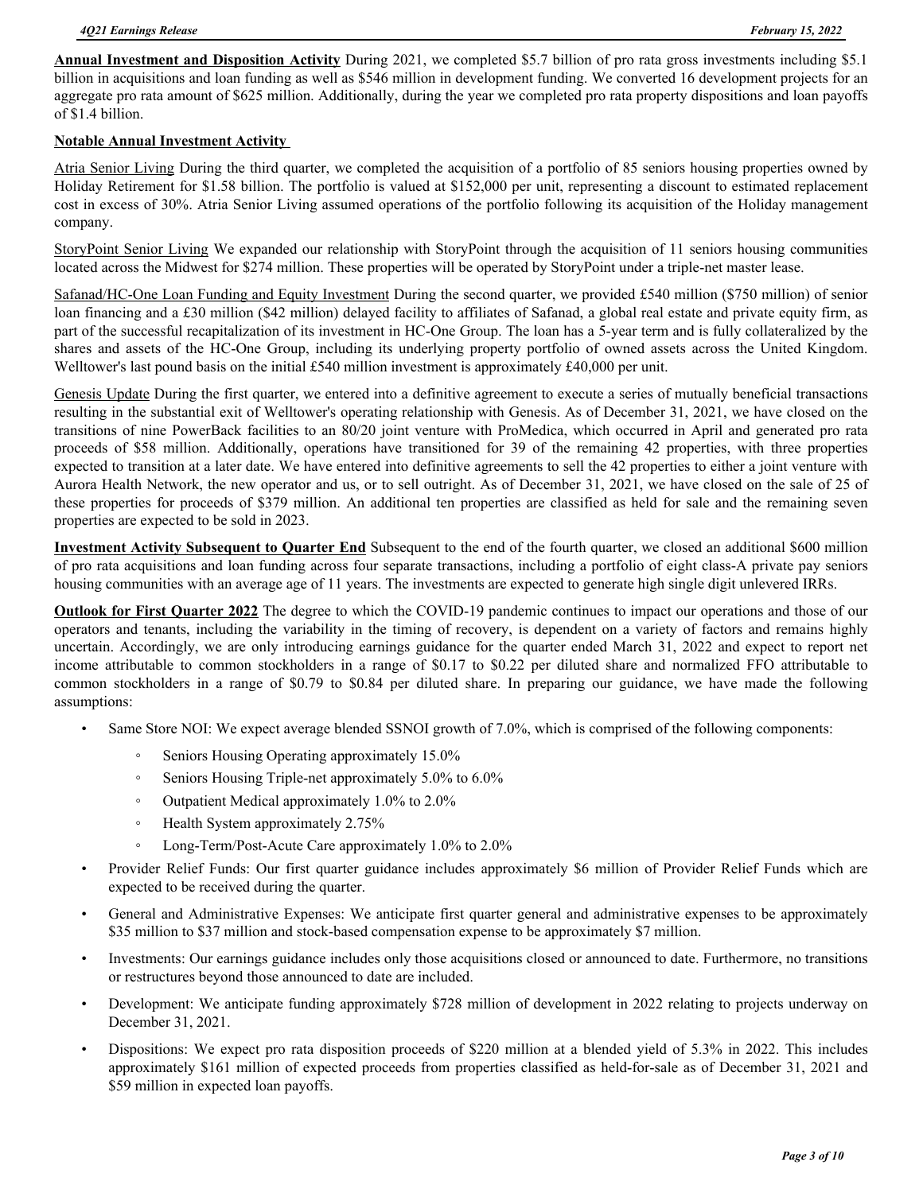**Annual Investment and Disposition Activity** During 2021, we completed \$5.7 billion of pro rata gross investments including \$5.1 billion in acquisitions and loan funding as well as \$546 million in development funding. We converted 16 development projects for an aggregate pro rata amount of \$625 million. Additionally, during the year we completed pro rata property dispositions and loan payoffs of \$1.4 billion.

**Notable Annual Investment Activity**

Atria Senior Living During the third quarter, we completed the acquisition of a portfolio of 85 seniors housing properties owned by Holiday Retirement for \$1.58 billion. The portfolio is valued at \$152,000 per unit, representing a discount to estimated replacement cost in excess of 30%. Atria Senior Living assumed operations of the portfolio following its acquisition of the Holiday management company.

StoryPoint Senior Living We expanded our relationship with StoryPoint through the acquisition of 11 seniors housing communities located across the Midwest for \$274 million. These properties will be operated by StoryPoint under a triple-net master lease.

Safanad/HC-One Loan Funding and Equity Investment During the second quarter, we provided £540 million (\$750 million) of senior loan financing and a £30 million (\$42 million) delayed facility to affiliates of Safanad, a global real estate and private equity firm, as part of the successful recapitalization of its investment in HC-One Group. The loan has a 5-year term and is fully collateralized by the shares and assets of the HC-One Group, including its underlying property portfolio of owned assets across the United Kingdom. Welltower's last pound basis on the initial £540 million investment is approximately £40,000 per unit.

Genesis Update During the first quarter, we entered into a definitive agreement to execute a series of mutually beneficial transactions resulting in the substantial exit of Welltower's operating relationship with Genesis. As of December 31, 2021, we have closed on the transitions of nine PowerBack facilities to an 80/20 joint venture with ProMedica, which occurred in April and generated pro rata proceeds of \$58 million. Additionally, operations have transitioned for 39 of the remaining 42 properties, with three properties expected to transition at a later date. We have entered into definitive agreements to sell the 42 properties to either a joint venture with Aurora Health Network, the new operator and us, or to sell outright. As of December 31, 2021, we have closed on the sale of 25 of these properties for proceeds of \$379 million. An additional ten properties are classified as held for sale and the remaining seven properties are expected to be sold in 2023.

**Investment Activity Subsequent to Quarter End** Subsequent to the end of the fourth quarter, we closed an additional \$600 million of pro rata acquisitions and loan funding across four separate transactions, including a portfolio of eight class-A private pay seniors housing communities with an average age of 11 years. The investments are expected to generate high single digit unlevered IRRs.

**Outlook for First Quarter 2022** The degree to which the COVID-19 pandemic continues to impact our operations and those of our operators and tenants, including the variability in the timing of recovery, is dependent on a variety of factors and remains highly uncertain. Accordingly, we are only introducing earnings guidance for the quarter ended March 31, 2022 and expect to report net income attributable to common stockholders in a range of \$0.17 to \$0.22 per diluted share and normalized FFO attributable to common stockholders in a range of \$0.79 to \$0.84 per diluted share. In preparing our guidance, we have made the following assumptions:

- Same Store NOI: We expect average blended SSNOI growth of 7.0%, which is comprised of the following components:
  - Seniors Housing Operating approximately 15.0%
  - Seniors Housing Triple-net approximately 5.0% to 6.0%
  - Outpatient Medical approximately 1.0% to 2.0%
  - Health System approximately 2.75%
  - Long-Term/Post-Acute Care approximately 1.0% to 2.0%
- Provider Relief Funds: Our first quarter guidance includes approximately \$6 million of Provider Relief Funds which are expected to be received during the quarter.
- General and Administrative Expenses: We anticipate first quarter general and administrative expenses to be approximately \$35 million to \$37 million and stock-based compensation expense to be approximately \$7 million.
- Investments: Our earnings guidance includes only those acquisitions closed or announced to date. Furthermore, no transitions or restructures beyond those announced to date are included.
- Development: We anticipate funding approximately \$728 million of development in 2022 relating to projects underway on December 31, 2021.
- Dispositions: We expect pro rata disposition proceeds of \$220 million at a blended yield of 5.3% in 2022. This includes approximately \$161 million of expected proceeds from properties classified as held-for-sale as of December 31, 2021 and \$59 million in expected loan payoffs.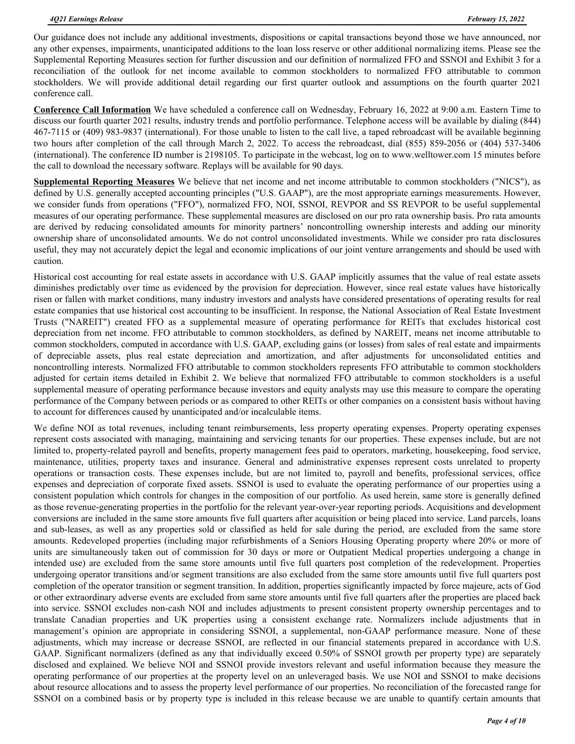Our guidance does not include any additional investments, dispositions or capital transactions beyond those we have announced, nor any other expenses, impairments, unanticipated additions to the loan loss reserve or other additional normalizing items. Please see the Supplemental Reporting Measures section for further discussion and our definition of normalized FFO and SSNOI and Exhibit 3 for a reconciliation of the outlook for net income available to common stockholders to normalized FFO attributable to common stockholders. We will provide additional detail regarding our first quarter outlook and assumptions on the fourth quarter 2021 conference call.

**Conference Call Information** We have scheduled a conference call on Wednesday, February 16, 2022 at 9:00 a.m. Eastern Time to discuss our fourth quarter 2021 results, industry trends and portfolio performance. Telephone access will be available by dialing (844) 467-7115 or (409) 983-9837 (international). For those unable to listen to the call live, a taped rebroadcast will be available beginning two hours after completion of the call through March 2, 2022. To access the rebroadcast, dial (855) 859-2056 or (404) 537-3406 (international). The conference ID number is 2198105. To participate in the webcast, log on to www.welltower.com 15 minutes before the call to download the necessary software. Replays will be available for 90 days.

**Supplemental Reporting Measures** We believe that net income and net income attributable to common stockholders ("NICS"), as defined by U.S. generally accepted accounting principles ("U.S. GAAP"), are the most appropriate earnings measurements. However, we consider funds from operations ("FFO"), normalized FFO, NOI, SSNOI, REVPOR and SS REVPOR to be useful supplemental measures of our operating performance. These supplemental measures are disclosed on our pro rata ownership basis. Pro rata amounts are derived by reducing consolidated amounts for minority partners' noncontrolling ownership interests and adding our minority ownership share of unconsolidated amounts. We do not control unconsolidated investments. While we consider pro rata disclosures useful, they may not accurately depict the legal and economic implications of our joint venture arrangements and should be used with caution.

Historical cost accounting for real estate assets in accordance with U.S. GAAP implicitly assumes that the value of real estate assets diminishes predictably over time as evidenced by the provision for depreciation. However, since real estate values have historically risen or fallen with market conditions, many industry investors and analysts have considered presentations of operating results for real estate companies that use historical cost accounting to be insufficient. In response, the National Association of Real Estate Investment Trusts ("NAREIT") created FFO as a supplemental measure of operating performance for REITs that excludes historical cost depreciation from net income. FFO attributable to common stockholders, as defined by NAREIT, means net income attributable to common stockholders, computed in accordance with U.S. GAAP, excluding gains (or losses) from sales of real estate and impairments of depreciable assets, plus real estate depreciation and amortization, and after adjustments for unconsolidated entities and noncontrolling interests. Normalized FFO attributable to common stockholders represents FFO attributable to common stockholders adjusted for certain items detailed in Exhibit 2. We believe that normalized FFO attributable to common stockholders is a useful supplemental measure of operating performance because investors and equity analysts may use this measure to compare the operating performance of the Company between periods or as compared to other REITs or other companies on a consistent basis without having to account for differences caused by unanticipated and/or incalculable items.

We define NOI as total revenues, including tenant reimbursements, less property operating expenses. Property operating expenses represent costs associated with managing, maintaining and servicing tenants for our properties. These expenses include, but are not limited to, property-related payroll and benefits, property management fees paid to operators, marketing, housekeeping, food service, maintenance, utilities, property taxes and insurance. General and administrative expenses represent costs unrelated to property operations or transaction costs. These expenses include, but are not limited to, payroll and benefits, professional services, office expenses and depreciation of corporate fixed assets. SSNOI is used to evaluate the operating performance of our properties using a consistent population which controls for changes in the composition of our portfolio. As used herein, same store is generally defined as those revenue-generating properties in the portfolio for the relevant year-over-year reporting periods. Acquisitions and development conversions are included in the same store amounts five full quarters after acquisition or being placed into service. Land parcels, loans and sub-leases, as well as any properties sold or classified as held for sale during the period, are excluded from the same store amounts. Redeveloped properties (including major refurbishments of a Seniors Housing Operating property where 20% or more of units are simultaneously taken out of commission for 30 days or more or Outpatient Medical properties undergoing a change in intended use) are excluded from the same store amounts until five full quarters post completion of the redevelopment. Properties undergoing operator transitions and/or segment transitions are also excluded from the same store amounts until five full quarters post completion of the operator transition or segment transition. In addition, properties significantly impacted by force majeure, acts of God or other extraordinary adverse events are excluded from same store amounts until five full quarters after the properties are placed back into service. SSNOI excludes non-cash NOI and includes adjustments to present consistent property ownership percentages and to translate Canadian properties and UK properties using a consistent exchange rate. Normalizers include adjustments that in management's opinion are appropriate in considering SSNOI, a supplemental, non-GAAP performance measure. None of these adjustments, which may increase or decrease SSNOI, are reflected in our financial statements prepared in accordance with U.S. GAAP. Significant normalizers (defined as any that individually exceed 0.50% of SSNOI growth per property type) are separately disclosed and explained. We believe NOI and SSNOI provide investors relevant and useful information because they measure the operating performance of our properties at the property level on an unleveraged basis. We use NOI and SSNOI to make decisions about resource allocations and to assess the property level performance of our properties. No reconciliation of the forecasted range for SSNOI on a combined basis or by property type is included in this release because we are unable to quantify certain amounts that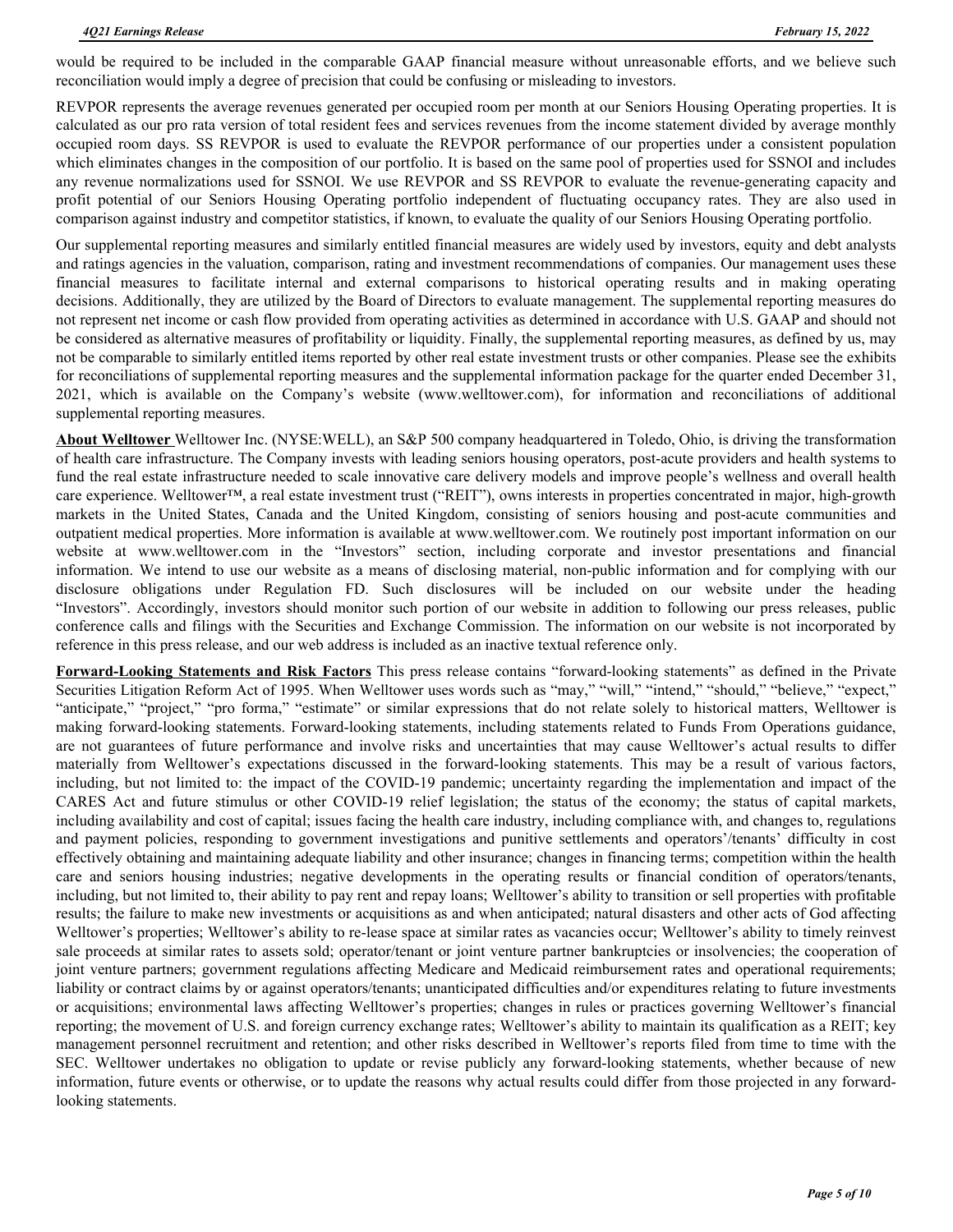would be required to be included in the comparable GAAP financial measure without unreasonable efforts, and we believe such reconciliation would imply a degree of precision that could be confusing or misleading to investors.

REVPOR represents the average revenues generated per occupied room per month at our Seniors Housing Operating properties. It is calculated as our pro rata version of total resident fees and services revenues from the income statement divided by average monthly occupied room days. SS REVPOR is used to evaluate the REVPOR performance of our properties under a consistent population which eliminates changes in the composition of our portfolio. It is based on the same pool of properties used for SSNOI and includes any revenue normalizations used for SSNOI. We use REVPOR and SS REVPOR to evaluate the revenue-generating capacity and profit potential of our Seniors Housing Operating portfolio independent of fluctuating occupancy rates. They are also used in comparison against industry and competitor statistics, if known, to evaluate the quality of our Seniors Housing Operating portfolio.

Our supplemental reporting measures and similarly entitled financial measures are widely used by investors, equity and debt analysts and ratings agencies in the valuation, comparison, rating and investment recommendations of companies. Our management uses these financial measures to facilitate internal and external comparisons to historical operating results and in making operating decisions. Additionally, they are utilized by the Board of Directors to evaluate management. The supplemental reporting measures do not represent net income or cash flow provided from operating activities as determined in accordance with U.S. GAAP and should not be considered as alternative measures of profitability or liquidity. Finally, the supplemental reporting measures, as defined by us, may not be comparable to similarly entitled items reported by other real estate investment trusts or other companies. Please see the exhibits for reconciliations of supplemental reporting measures and the supplemental information package for the quarter ended December 31, 2021, which is available on the Company's website (www.welltower.com), for information and reconciliations of additional supplemental reporting measures.

**About Welltower** Welltower Inc. (NYSE:WELL), an S&P 500 company headquartered in Toledo, Ohio, is driving the transformation of health care infrastructure. The Company invests with leading seniors housing operators, post-acute providers and health systems to fund the real estate infrastructure needed to scale innovative care delivery models and improve people's wellness and overall health care experience. Welltower™, a real estate investment trust ("REIT"), owns interests in properties concentrated in major, high-growth markets in the United States, Canada and the United Kingdom, consisting of seniors housing and post-acute communities and outpatient medical properties. More information is available at www.welltower.com. We routinely post important information on our website at www.welltower.com in the "Investors" section, including corporate and investor presentations and financial information. We intend to use our website as a means of disclosing material, non-public information and for complying with our disclosure obligations under Regulation FD. Such disclosures will be included on our website under the heading "Investors". Accordingly, investors should monitor such portion of our website in addition to following our press releases, public conference calls and filings with the Securities and Exchange Commission. The information on our website is not incorporated by reference in this press release, and our web address is included as an inactive textual reference only.

**Forward-Looking Statements and Risk Factors** This press release contains "forward-looking statements" as defined in the Private Securities Litigation Reform Act of 1995. When Welltower uses words such as "may," "will," "intend," "should," "believe," "expect," "anticipate," "project," "pro forma," "estimate" or similar expressions that do not relate solely to historical matters, Welltower is making forward-looking statements. Forward-looking statements, including statements related to Funds From Operations guidance, are not guarantees of future performance and involve risks and uncertainties that may cause Welltower's actual results to differ materially from Welltower's expectations discussed in the forward-looking statements. This may be a result of various factors, including, but not limited to: the impact of the COVID-19 pandemic; uncertainty regarding the implementation and impact of the CARES Act and future stimulus or other COVID-19 relief legislation; the status of the economy; the status of capital markets, including availability and cost of capital; issues facing the health care industry, including compliance with, and changes to, regulations and payment policies, responding to government investigations and punitive settlements and operators'/tenants' difficulty in cost effectively obtaining and maintaining adequate liability and other insurance; changes in financing terms; competition within the health care and seniors housing industries; negative developments in the operating results or financial condition of operators/tenants, including, but not limited to, their ability to pay rent and repay loans; Welltower's ability to transition or sell properties with profitable results; the failure to make new investments or acquisitions as and when anticipated; natural disasters and other acts of God affecting Welltower's properties; Welltower's ability to re-lease space at similar rates as vacancies occur; Welltower's ability to timely reinvest sale proceeds at similar rates to assets sold; operator/tenant or joint venture partner bankruptcies or insolvencies; the cooperation of joint venture partners; government regulations affecting Medicare and Medicaid reimbursement rates and operational requirements; liability or contract claims by or against operators/tenants; unanticipated difficulties and/or expenditures relating to future investments or acquisitions; environmental laws affecting Welltower's properties; changes in rules or practices governing Welltower's financial reporting; the movement of U.S. and foreign currency exchange rates; Welltower's ability to maintain its qualification as a REIT; key management personnel recruitment and retention; and other risks described in Welltower's reports filed from time to time with the SEC. Welltower undertakes no obligation to update or revise publicly any forward-looking statements, whether because of new information, future events or otherwise, or to update the reasons why actual results could differ from those projected in any forward-looking statements.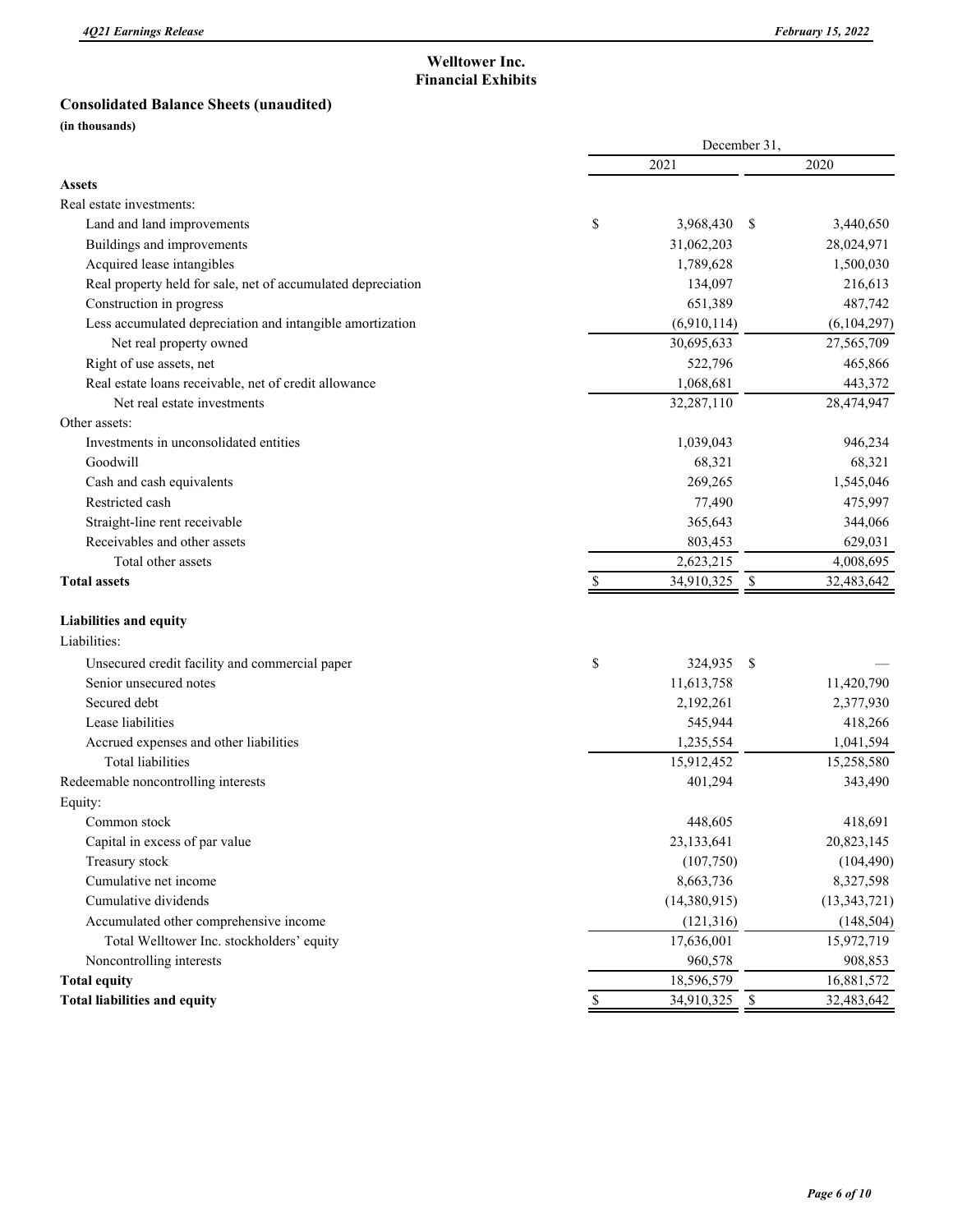## Welltower Inc.
## Financial Exhibits

### Consolidated Balance Sheets (unaudited)

**(in thousands)**

| | December 31, | |
|---|---|---|
| | 2021 | 2020 |
| **Assets** | | |
| Real estate investments: | | |
| Land and land improvements | $ 3,968,430 | $ 3,440,650 |
| Buildings and improvements | 31,062,203 | 28,024,971 |
| Acquired lease intangibles | 1,789,628 | 1,500,030 |
| Real property held for sale, net of accumulated depreciation | 134,097 | 216,613 |
| Construction in progress | 651,389 | 487,742 |
| Less accumulated depreciation and intangible amortization | (6,910,114) | (6,104,297) |
| Net real property owned | 30,695,633 | 27,565,709 |
| Right of use assets, net | 522,796 | 465,866 |
| Real estate loans receivable, net of credit allowance | 1,068,681 | 443,372 |
| Net real estate investments | 32,287,110 | 28,474,947 |
| Other assets: | | |
| Investments in unconsolidated entities | 1,039,043 | 946,234 |
| Goodwill | 68,321 | 68,321 |
| Cash and cash equivalents | 269,265 | 1,545,046 |
| Restricted cash | 77,490 | 475,997 |
| Straight-line rent receivable | 365,643 | 344,066 |
| Receivables and other assets | 803,453 | 629,031 |
| Total other assets | 2,623,215 | 4,008,695 |
| **Total assets** | $ 34,910,325 | $ 32,483,642 |
| **Liabilities and equity** | | |
| Liabilities: | | |
| Unsecured credit facility and commercial paper | $ 324,935 | $ — |
| Senior unsecured notes | 11,613,758 | 11,420,790 |
| Secured debt | 2,192,261 | 2,377,930 |
| Lease liabilities | 545,944 | 418,266 |
| Accrued expenses and other liabilities | 1,235,554 | 1,041,594 |
| Total liabilities | 15,912,452 | 15,258,580 |
| Redeemable noncontrolling interests | 401,294 | 343,490 |
| Equity: | | |
| Common stock | 448,605 | 418,691 |
| Capital in excess of par value | 23,133,641 | 20,823,145 |
| Treasury stock | (107,750) | (104,490) |
| Cumulative net income | 8,663,736 | 8,327,598 |
| Cumulative dividends | (14,380,915) | (13,343,721) |
| Accumulated other comprehensive income | (121,316) | (148,504) |
| Total Welltower Inc. stockholders' equity | 17,636,001 | 15,972,719 |
| Noncontrolling interests | 960,578 | 908,853 |
| **Total equity** | 18,596,579 | 16,881,572 |
| **Total liabilities and equity** | $ 34,910,325 | $ 32,483,642 |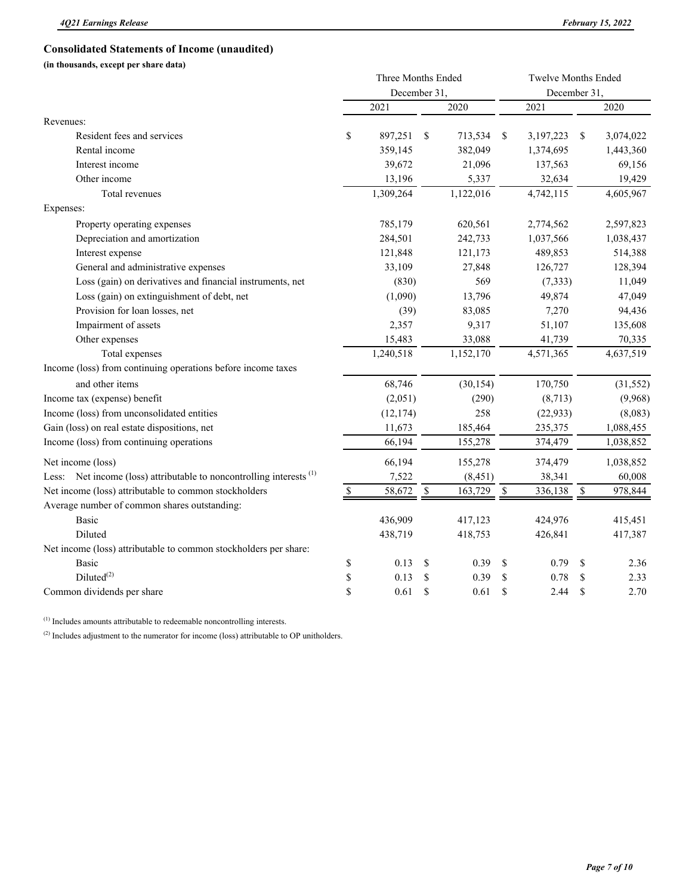## Consolidated Statements of Income (unaudited)

**(in thousands, except per share data)**

| | Three Months Ended December 31, | | Twelve Months Ended December 31, | |
|---|---|---|---|---|
| | 2021 | 2020 | 2021 | 2020 |
| Revenues: | | | | |
| Resident fees and services | $ 897,251 | $ 713,534 | $ 3,197,223 | $ 3,074,022 |
| Rental income | 359,145 | 382,049 | 1,374,695 | 1,443,360 |
| Interest income | 39,672 | 21,096 | 137,563 | 69,156 |
| Other income | 13,196 | 5,337 | 32,634 | 19,429 |
| Total revenues | 1,309,264 | 1,122,016 | 4,742,115 | 4,605,967 |
| Expenses: | | | | |
| Property operating expenses | 785,179 | 620,561 | 2,774,562 | 2,597,823 |
| Depreciation and amortization | 284,501 | 242,733 | 1,037,566 | 1,038,437 |
| Interest expense | 121,848 | 121,173 | 489,853 | 514,388 |
| General and administrative expenses | 33,109 | 27,848 | 126,727 | 128,394 |
| Loss (gain) on derivatives and financial instruments, net | (830) | 569 | (7,333) | 11,049 |
| Loss (gain) on extinguishment of debt, net | (1,090) | 13,796 | 49,874 | 47,049 |
| Provision for loan losses, net | (39) | 83,085 | 7,270 | 94,436 |
| Impairment of assets | 2,357 | 9,317 | 51,107 | 135,608 |
| Other expenses | 15,483 | 33,088 | 41,739 | 70,335 |
| Total expenses | 1,240,518 | 1,152,170 | 4,571,365 | 4,637,519 |
| Income (loss) from continuing operations before income taxes and other items | 68,746 | (30,154) | 170,750 | (31,552) |
| Income tax (expense) benefit | (2,051) | (290) | (8,713) | (9,968) |
| Income (loss) from unconsolidated entities | (12,174) | 258 | (22,933) | (8,083) |
| Gain (loss) on real estate dispositions, net | 11,673 | 185,464 | 235,375 | 1,088,455 |
| Income (loss) from continuing operations | 66,194 | 155,278 | 374,479 | 1,038,852 |
| Net income (loss) | 66,194 | 155,278 | 374,479 | 1,038,852 |
| Less: Net income (loss) attributable to noncontrolling interests [1] | 7,522 | (8,451) | 38,341 | 60,008 |
| Net income (loss) attributable to common stockholders | $ 58,672 | $ 163,729 | $ 336,138 | $ 978,844 |
| Average number of common shares outstanding: | | | | |
| Basic | 436,909 | 417,123 | 424,976 | 415,451 |
| Diluted | 438,719 | 418,753 | 426,841 | 417,387 |
| Net income (loss) attributable to common stockholders per share: | | | | |
| Basic | $ 0.13 | $ 0.39 | $ 0.79 | $ 2.36 |
| Diluted[2] | $ 0.13 | $ 0.39 | $ 0.78 | $ 2.33 |
| Common dividends per share | $ 0.61 | $ 0.61 | $ 2.44 | $ 2.70 |

[1] Includes amounts attributable to redeemable noncontrolling interests.

[2] Includes adjustment to the numerator for income (loss) attributable to OP unitholders.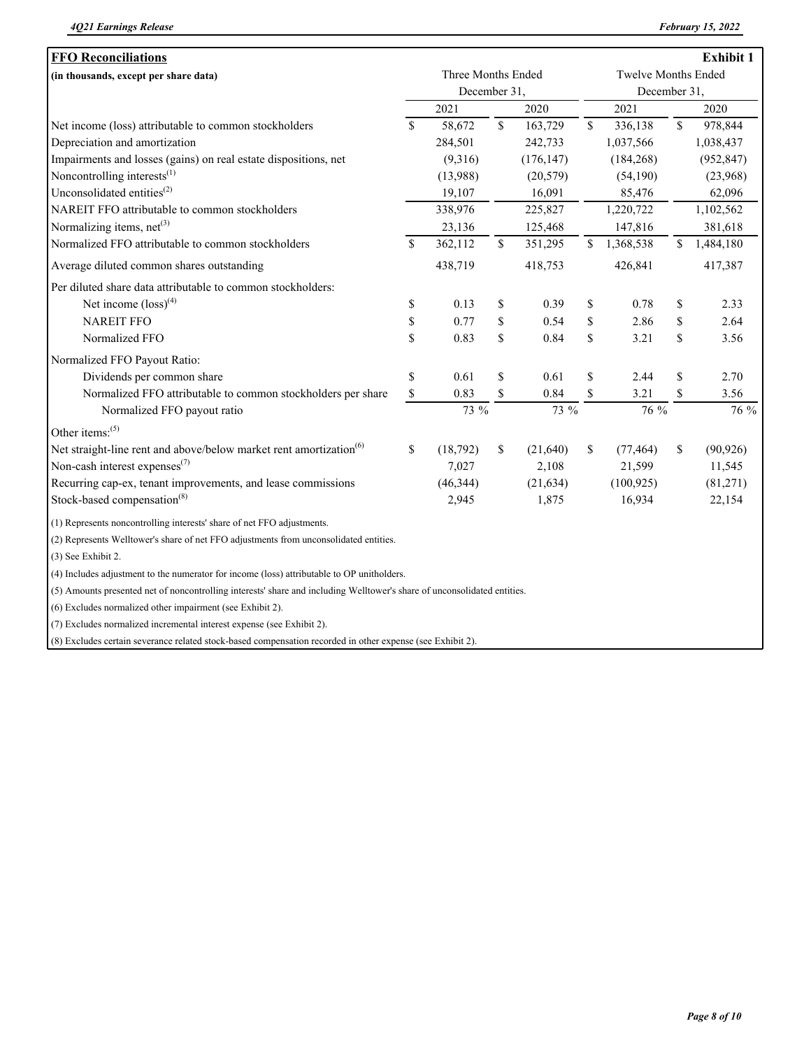## FFO Reconciliations

**Exhibit 1**

**(in thousands, except per share data)**

| | Three Months Ended December 31, | | Twelve Months Ended December 31, | |
|---|---|---|---|---|
| | 2021 | 2020 | 2021 | 2020 |
| Net income (loss) attributable to common stockholders | $ 58,672 | $ 163,729 | $ 336,138 | $ 978,844 |
| Depreciation and amortization | 284,501 | 242,733 | 1,037,566 | 1,038,437 |
| Impairments and losses (gains) on real estate dispositions, net | (9,316) | (176,147) | (184,268) | (952,847) |
| Noncontrolling interests[(1)] | (13,988) | (20,579) | (54,190) | (23,968) |
| Unconsolidated entities[(2)] | 19,107 | 16,091 | 85,476 | 62,096 |
| NAREIT FFO attributable to common stockholders | 338,976 | 225,827 | 1,220,722 | 1,102,562 |
| Normalizing items, net[(3)] | 23,136 | 125,468 | 147,816 | 381,618 |
| Normalized FFO attributable to common stockholders | $ 362,112 | $ 351,295 | $ 1,368,538 | $ 1,484,180 |
| Average diluted common shares outstanding | 438,719 | 418,753 | 426,841 | 417,387 |
| Per diluted share data attributable to common stockholders: | | | | |
| Net income (loss)[(4)] | $ 0.13 | $ 0.39 | $ 0.78 | $ 2.33 |
| NAREIT FFO | $ 0.77 | $ 0.54 | $ 2.86 | $ 2.64 |
| Normalized FFO | $ 0.83 | $ 0.84 | $ 3.21 | $ 3.56 |
| Normalized FFO Payout Ratio: | | | | |
| Dividends per common share | $ 0.61 | $ 0.61 | $ 2.44 | $ 2.70 |
| Normalized FFO attributable to common stockholders per share | $ 0.83 | $ 0.84 | $ 3.21 | $ 3.56 |
| Normalized FFO payout ratio | 73 % | 73 % | 76 % | 76 % |
| Other items:[(5)] | | | | |
| Net straight-line rent and above/below market rent amortization[(6)] | $ (18,792) | $ (21,640) | $ (77,464) | $ (90,926) |
| Non-cash interest expenses[(7)] | 7,027 | 2,108 | 21,599 | 11,545 |
| Recurring cap-ex, tenant improvements, and lease commissions | (46,344) | (21,634) | (100,925) | (81,271) |
| Stock-based compensation[(8)] | 2,945 | 1,875 | 16,934 | 22,154 |

(1) Represents noncontrolling interests' share of net FFO adjustments.

(2) Represents Welltower's share of net FFO adjustments from unconsolidated entities.

(3) See Exhibit 2.

(4) Includes adjustment to the numerator for income (loss) attributable to OP unitholders.

(5) Amounts presented net of noncontrolling interests' share and including Welltower's share of unconsolidated entities.

(6) Excludes normalized other impairment (see Exhibit 2).

(7) Excludes normalized incremental interest expense (see Exhibit 2).

(8) Excludes certain severance related stock-based compensation recorded in other expense (see Exhibit 2).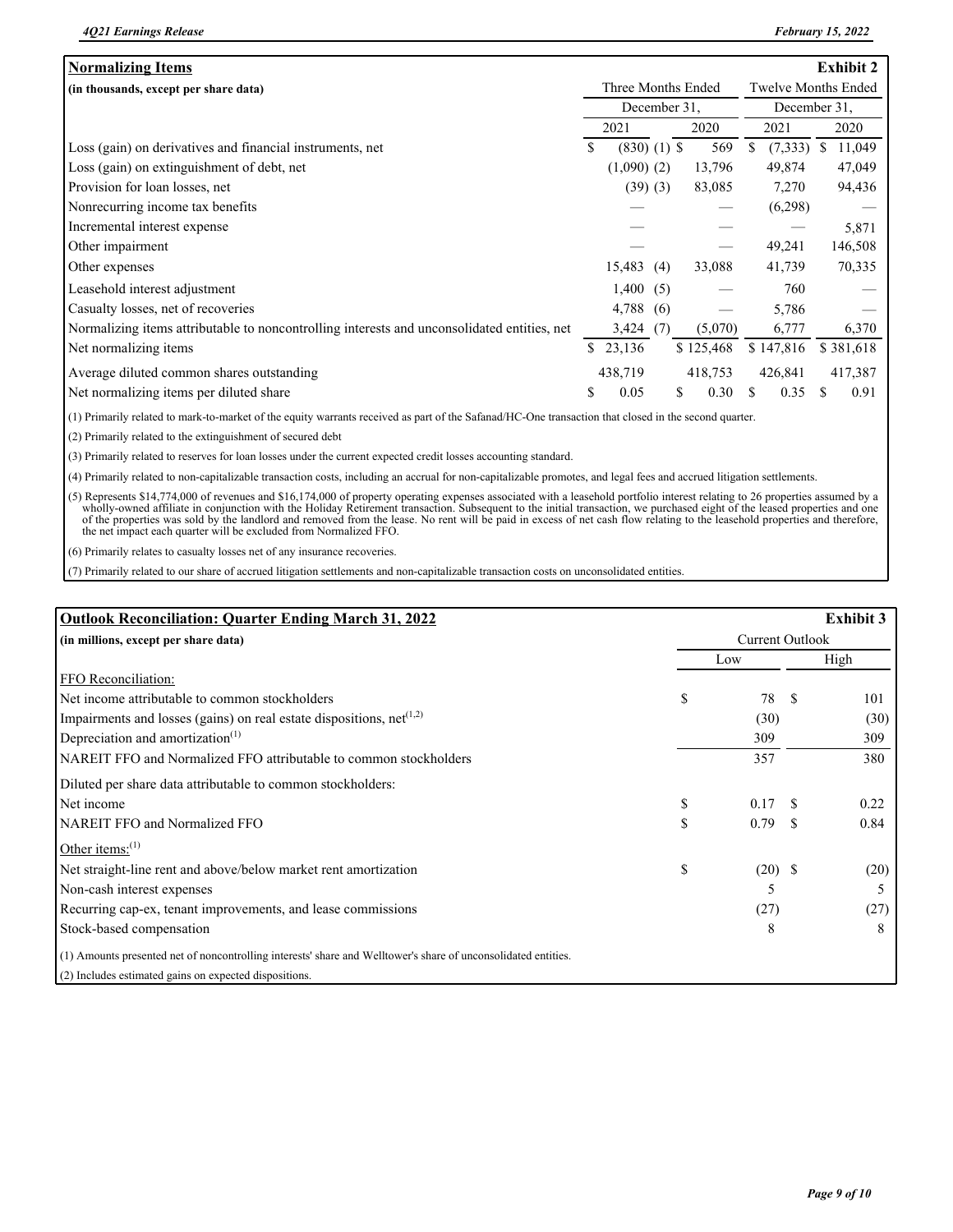## Normalizing Items — Exhibit 2

(in thousands, except per share data)

| | Three Months Ended December 31, | | Twelve Months Ended December 31, | |
|---|---|---|---|---|
| | 2021 | 2020 | 2021 | 2020 |
| Loss (gain) on derivatives and financial instruments, net | $ (830) (1) | $ 569 | $ (7,333) | $ 11,049 |
| Loss (gain) on extinguishment of debt, net | (1,090) (2) | 13,796 | 49,874 | 47,049 |
| Provision for loan losses, net | (39) (3) | 83,085 | 7,270 | 94,436 |
| Nonrecurring income tax benefits | — | — | (6,298) | — |
| Incremental interest expense | — | — | — | 5,871 |
| Other impairment | — | — | 49,241 | 146,508 |
| Other expenses | 15,483 (4) | 33,088 | 41,739 | 70,335 |
| Leasehold interest adjustment | 1,400 (5) | — | 760 | — |
| Casualty losses, net of recoveries | 4,788 (6) | — | 5,786 | — |
| Normalizing items attributable to noncontrolling interests and unconsolidated entities, net | 3,424 (7) | (5,070) | 6,777 | 6,370 |
| Net normalizing items | $ 23,136 | $ 125,468 | $ 147,816 | $ 381,618 |
| Average diluted common shares outstanding | 438,719 | 418,753 | 426,841 | 417,387 |
| Net normalizing items per diluted share | $ 0.05 | $ 0.30 | $ 0.35 | $ 0.91 |

(1) Primarily related to mark-to-market of the equity warrants received as part of the Safanad/HC-One transaction that closed in the second quarter.

(2) Primarily related to the extinguishment of secured debt

(3) Primarily related to reserves for loan losses under the current expected credit losses accounting standard.

(4) Primarily related to non-capitalizable transaction costs, including an accrual for non-capitalizable promotes, and legal fees and accrued litigation settlements.

(5) Represents $14,774,000 of revenues and $16,174,000 of property operating expenses associated with a leasehold portfolio interest relating to 26 properties assumed by a wholly-owned affiliate in conjunction with the Holiday Retirement transaction. Subsequent to the initial transaction, we purchased eight of the leased properties and one of the properties was sold by the landlord and removed from the lease. No rent will be paid in excess of net cash flow relating to the leasehold properties and therefore, the net impact each quarter will be excluded from Normalized FFO.

(6) Primarily relates to casualty losses net of any insurance recoveries.

(7) Primarily related to our share of accrued litigation settlements and non-capitalizable transaction costs on unconsolidated entities.

## Outlook Reconciliation: Quarter Ending March 31, 2022 — Exhibit 3

(in millions, except per share data)

| | Current Outlook | |
|---|---|---|
| | Low | High |
| **FFO Reconciliation:** | | |
| Net income attributable to common stockholders | $ 78 | $ 101 |
| Impairments and losses (gains) on real estate dispositions, net[1,2] | (30) | (30) |
| Depreciation and amortization[1] | 309 | 309 |
| NAREIT FFO and Normalized FFO attributable to common stockholders | 357 | 380 |
| Diluted per share data attributable to common stockholders: | | |
| Net income | $ 0.17 | $ 0.22 |
| NAREIT FFO and Normalized FFO | $ 0.79 | $ 0.84 |
| **Other items:**[1] | | |
| Net straight-line rent and above/below market rent amortization | $ (20) | $ (20) |
| Non-cash interest expenses | 5 | 5 |
| Recurring cap-ex, tenant improvements, and lease commissions | (27) | (27) |
| Stock-based compensation | 8 | 8 |

(1) Amounts presented net of noncontrolling interests' share and Welltower's share of unconsolidated entities.

(2) Includes estimated gains on expected dispositions.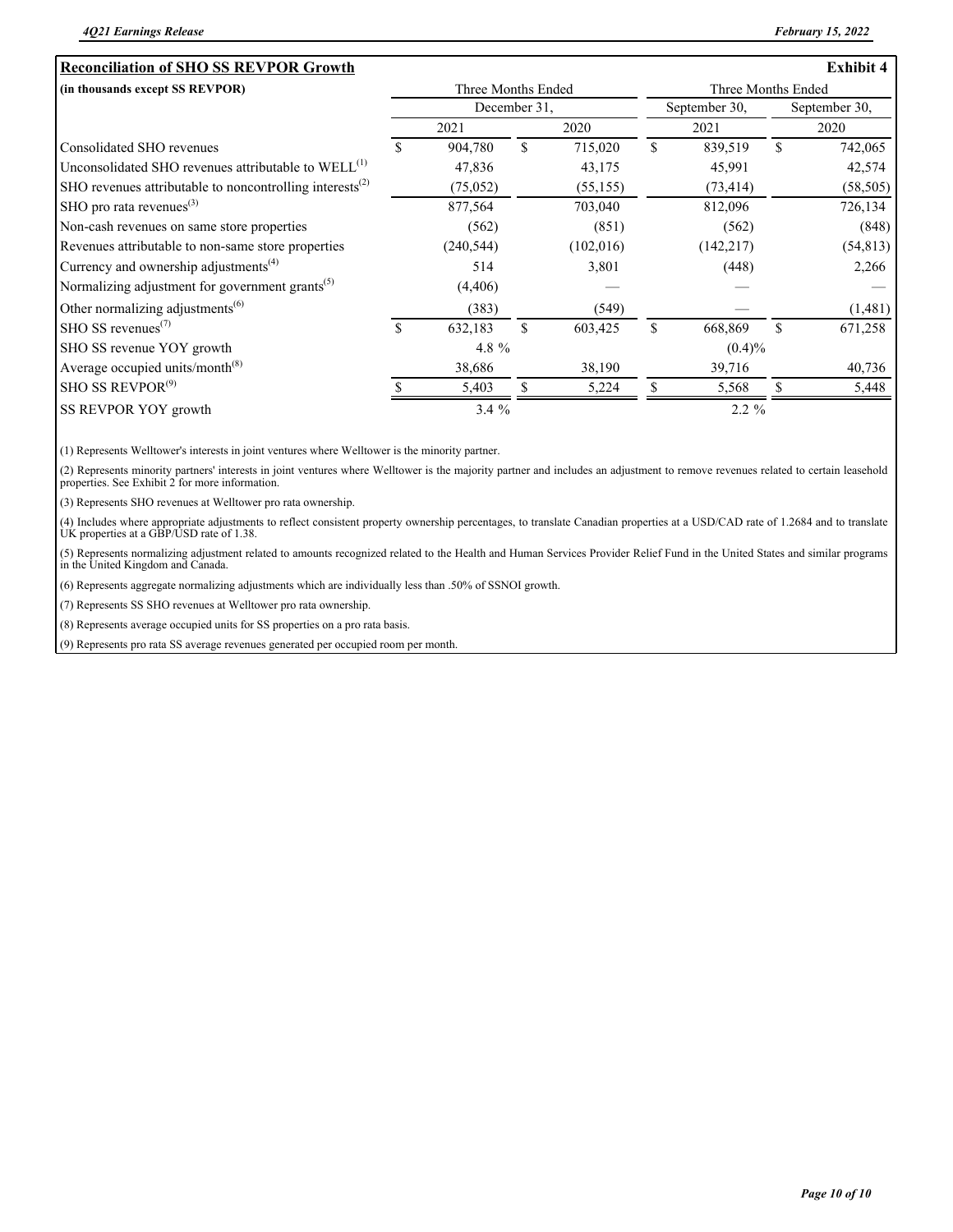## Reconciliation of SHO SS REVPOR Growth

**Exhibit 4**

| (in thousands except SS REVPOR) | Three Months Ended December 31, 2021 | Three Months Ended December 31, 2020 | Three Months Ended September 30, 2021 | Three Months Ended September 30, 2020 |
|---|---|---|---|---|
| Consolidated SHO revenues | $ 904,780 | $ 715,020 | $ 839,519 | $ 742,065 |
| Unconsolidated SHO revenues attributable to WELL[(1)] | 47,836 | 43,175 | 45,991 | 42,574 |
| SHO revenues attributable to noncontrolling interests[(2)] | (75,052) | (55,155) | (73,414) | (58,505) |
| SHO pro rata revenues[(3)] | 877,564 | 703,040 | 812,096 | 726,134 |
| Non-cash revenues on same store properties | (562) | (851) | (562) | (848) |
| Revenues attributable to non-same store properties | (240,544) | (102,016) | (142,217) | (54,813) |
| Currency and ownership adjustments[(4)] | 514 | 3,801 | (448) | 2,266 |
| Normalizing adjustment for government grants[(5)] | (4,406) | — | — | — |
| Other normalizing adjustments[(6)] | (383) | (549) | — | (1,481) |
| SHO SS revenues[(7)] | $ 632,183 | $ 603,425 | $ 668,869 | $ 671,258 |
| SHO SS revenue YOY growth | 4.8 % | | (0.4)% | |
| Average occupied units/month[(8)] | 38,686 | 38,190 | 39,716 | 40,736 |
| SHO SS REVPOR[(9)] | $ 5,403 | $ 5,224 | $ 5,568 | $ 5,448 |
| SS REVPOR YOY growth | 3.4 % | | 2.2 % | |

(1) Represents Welltower's interests in joint ventures where Welltower is the minority partner.

(2) Represents minority partners' interests in joint ventures where Welltower is the majority partner and includes an adjustment to remove revenues related to certain leasehold properties. See Exhibit 2 for more information.

(3) Represents SHO revenues at Welltower pro rata ownership.

(4) Includes where appropriate adjustments to reflect consistent property ownership percentages, to translate Canadian properties at a USD/CAD rate of 1.2684 and to translate UK properties at a GBP/USD rate of 1.38.

(5) Represents normalizing adjustment related to amounts recognized related to the Health and Human Services Provider Relief Fund in the United States and similar programs in the United Kingdom and Canada.

(6) Represents aggregate normalizing adjustments which are individually less than .50% of SSNOI growth.

(7) Represents SS SHO revenues at Welltower pro rata ownership.

(8) Represents average occupied units for SS properties on a pro rata basis.

(9) Represents pro rata SS average revenues generated per occupied room per month.